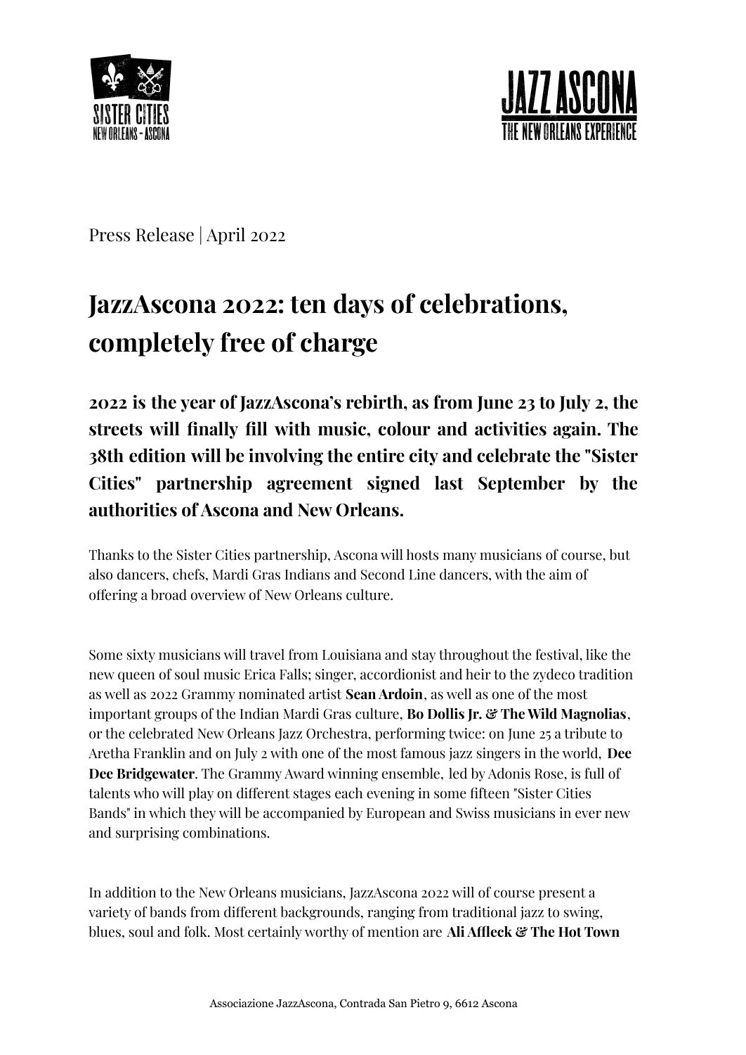Press Release | April 2022

# JazzAscona 2022: ten days of celebrations, completely free of charge

**2022 is the year of JazzAscona's rebirth, as from June 23 to July 2, the streets will finally fill with music, colour and activities again. The 38th edition will be involving the entire city and celebrate the "Sister Cities" partnership agreement signed last September by the authorities of Ascona and New Orleans.**

Thanks to the Sister Cities partnership, Ascona will hosts many musicians of course, but also dancers, chefs, Mardi Gras Indians and Second Line dancers, with the aim of offering a broad overview of New Orleans culture.

Some sixty musicians will travel from Louisiana and stay throughout the festival, like the new queen of soul music Erica Falls; singer, accordionist and heir to the zydeco tradition as well as 2022 Grammy nominated artist **Sean Ardoin**, as well as one of the most important groups of the Indian Mardi Gras culture, **Bo Dollis Jr. & The Wild Magnolias**, or the celebrated New Orleans Jazz Orchestra, performing twice: on June 25 a tribute to Aretha Franklin and on July 2 with one of the most famous jazz singers in the world, **Dee Dee Bridgewater**. The Grammy Award winning ensemble, led by Adonis Rose, is full of talents who will play on different stages each evening in some fifteen "Sister Cities Bands" in which they will be accompanied by European and Swiss musicians in ever new and surprising combinations.

In addition to the New Orleans musicians, JazzAscona 2022 will of course present a variety of bands from different backgrounds, ranging from traditional jazz to swing, blues, soul and folk. Most certainly worthy of mention are **Ali Affleck & The Hot Town**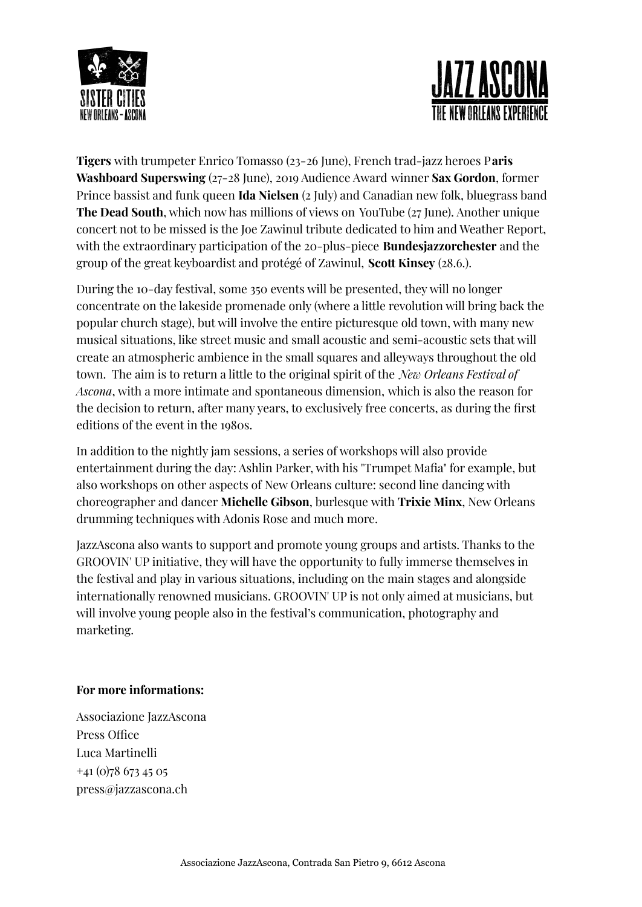**Tigers** with trumpeter Enrico Tomasso (23-26 June), French trad-jazz heroes P**aris Washboard Superswing** (27-28 June), 2019 Audience Award winner **Sax Gordon**, former Prince bassist and funk queen **Ida Nielsen** (2 July) and Canadian new folk, bluegrass band **The Dead South**, which now has millions of views on YouTube (27 June). Another unique concert not to be missed is the Joe Zawinul tribute dedicated to him and Weather Report, with the extraordinary participation of the 20-plus-piece **Bundesjazzorchester** and the group of the great keyboardist and protégé of Zawinul, **Scott Kinsey** (28.6.).

During the 10-day festival, some 350 events will be presented, they will no longer concentrate on the lakeside promenade only (where a little revolution will bring back the popular church stage), but will involve the entire picturesque old town, with many new musical situations, like street music and small acoustic and semi-acoustic sets that will create an atmospheric ambience in the small squares and alleyways throughout the old town. The aim is to return a little to the original spirit of the *New Orleans Festival of Ascona*, with a more intimate and spontaneous dimension, which is also the reason for the decision to return, after many years, to exclusively free concerts, as during the first editions of the event in the 1980s.

In addition to the nightly jam sessions, a series of workshops will also provide entertainment during the day: Ashlin Parker, with his "Trumpet Mafia" for example, but also workshops on other aspects of New Orleans culture: second line dancing with choreographer and dancer **Michelle Gibson**, burlesque with **Trixie Minx**, New Orleans drumming techniques with Adonis Rose and much more.

JazzAscona also wants to support and promote young groups and artists. Thanks to the GROOVIN' UP initiative, they will have the opportunity to fully immerse themselves in the festival and play in various situations, including on the main stages and alongside internationally renowned musicians. GROOVIN' UP is not only aimed at musicians, but will involve young people also in the festival's communication, photography and marketing.

**For more informations:**

Associazione JazzAscona
Press Office
Luca Martinelli
+41 (0)78 673 45 05
press@jazzascona.ch

Associazione JazzAscona, Contrada San Pietro 9, 6612 Ascona